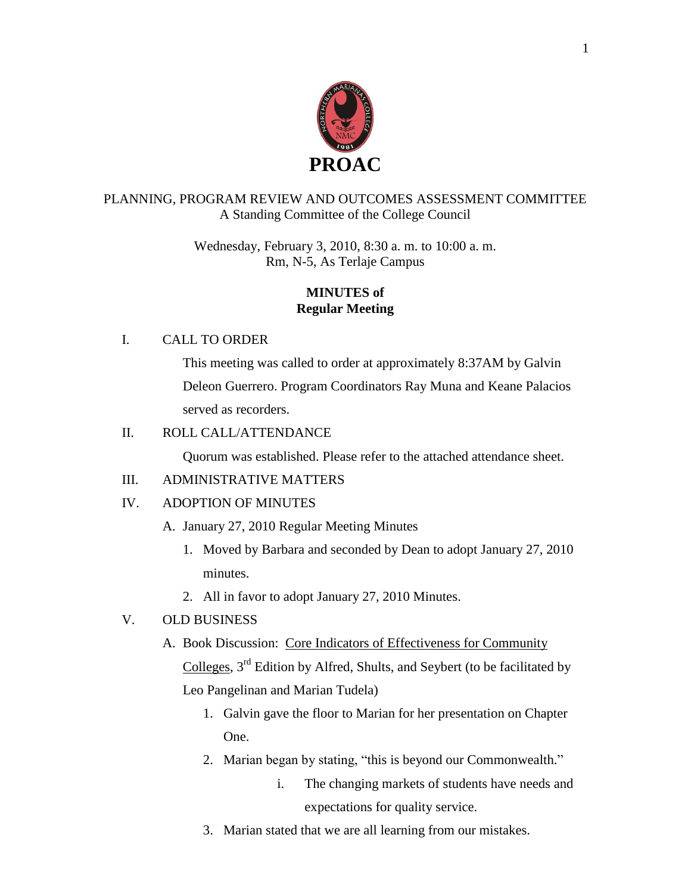# PROAC

PLANNING, PROGRAM REVIEW AND OUTCOMES ASSESSMENT COMMITTEE
A Standing Committee of the College Council

Wednesday, February 3, 2010, 8:30 a. m. to 10:00 a. m.
Rm, N-5, As Terlaje Campus

**MINUTES of**
**Regular Meeting**

I. CALL TO ORDER

This meeting was called to order at approximately 8:37AM by Galvin Deleon Guerrero. Program Coordinators Ray Muna and Keane Palacios served as recorders.

II. ROLL CALL/ATTENDANCE

Quorum was established. Please refer to the attached attendance sheet.

III. ADMINISTRATIVE MATTERS

IV. ADOPTION OF MINUTES

A. January 27, 2010 Regular Meeting Minutes
   1. Moved by Barbara and seconded by Dean to adopt January 27, 2010 minutes.
   2. All in favor to adopt January 27, 2010 Minutes.

V. OLD BUSINESS

A. Book Discussion: Core Indicators of Effectiveness for Community Colleges, 3rd Edition by Alfred, Shults, and Seybert (to be facilitated by Leo Pangelinan and Marian Tudela)
   1. Galvin gave the floor to Marian for her presentation on Chapter One.
   2. Marian began by stating, "this is beyond our Commonwealth."
      i. The changing markets of students have needs and expectations for quality service.
   3. Marian stated that we are all learning from our mistakes.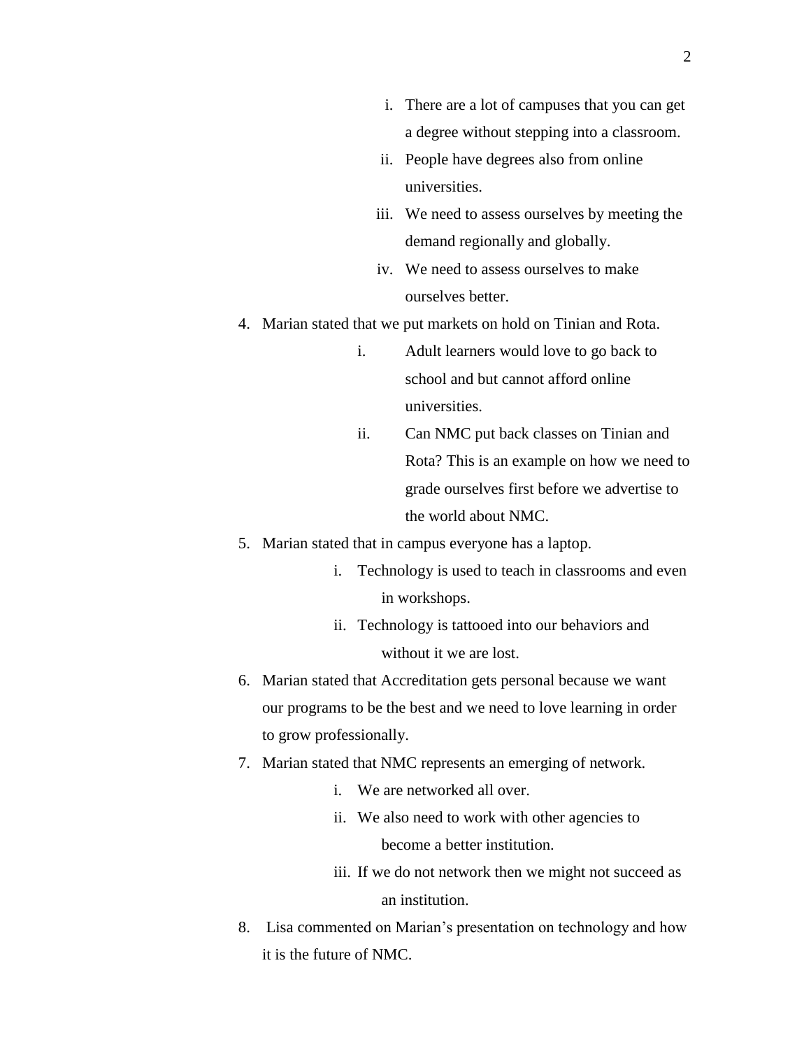i. There are a lot of campuses that you can get a degree without stepping into a classroom.
   ii. People have degrees also from online universities.
   iii. We need to assess ourselves by meeting the demand regionally and globally.
   iv. We need to assess ourselves to make ourselves better.

4. Marian stated that we put markets on hold on Tinian and Rota.
   i. Adult learners would love to go back to school and but cannot afford online universities.
   ii. Can NMC put back classes on Tinian and Rota? This is an example on how we need to grade ourselves first before we advertise to the world about NMC.
5. Marian stated that in campus everyone has a laptop.
   i. Technology is used to teach in classrooms and even in workshops.
   ii. Technology is tattooed into our behaviors and without it we are lost.
6. Marian stated that Accreditation gets personal because we want our programs to be the best and we need to love learning in order to grow professionally.
7. Marian stated that NMC represents an emerging of network.
   i. We are networked all over.
   ii. We also need to work with other agencies to become a better institution.
   iii. If we do not network then we might not succeed as an institution.
8. Lisa commented on Marian's presentation on technology and how it is the future of NMC.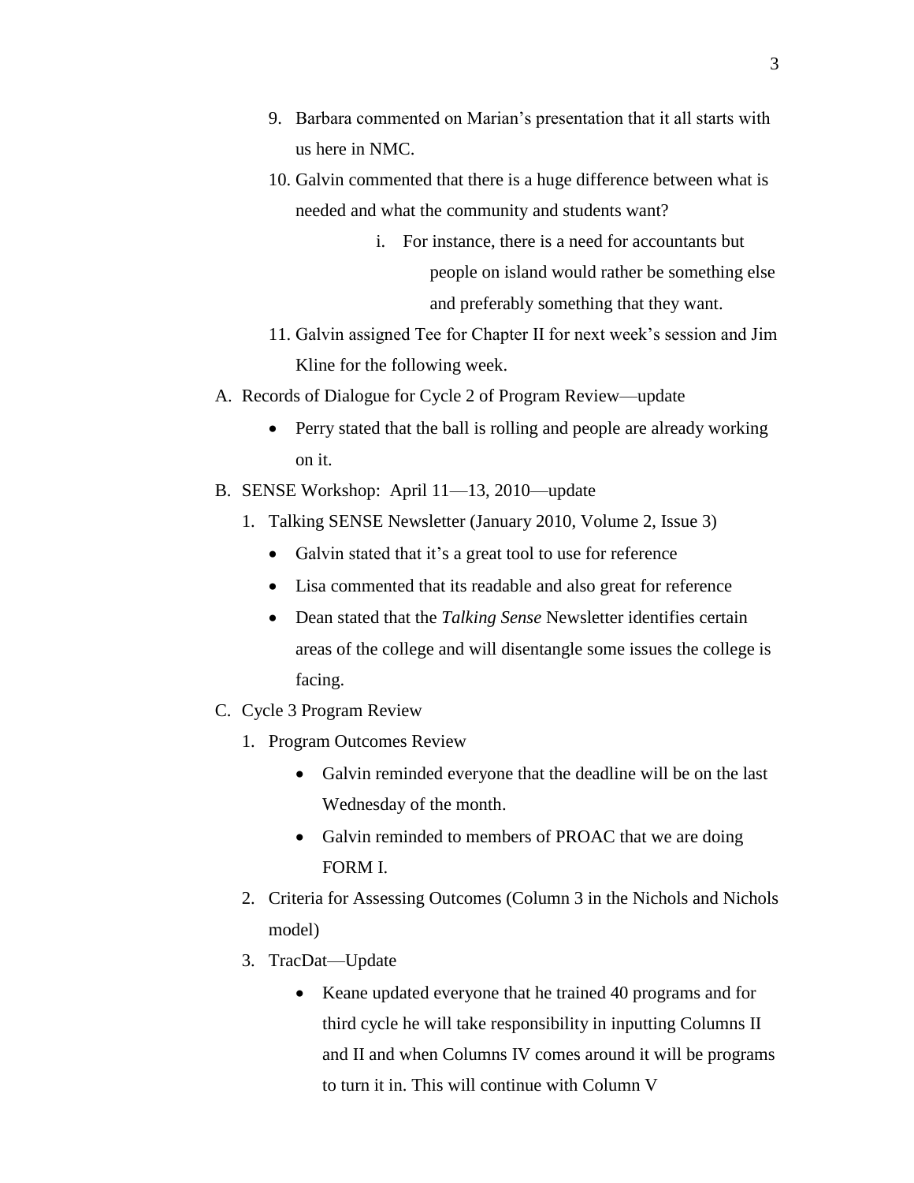9. Barbara commented on Marian's presentation that it all starts with us here in NMC.
10. Galvin commented that there is a huge difference between what is needed and what the community and students want?
    i. For instance, there is a need for accountants but people on island would rather be something else and preferably something that they want.
11. Galvin assigned Tee for Chapter II for next week's session and Jim Kline for the following week.

A. Records of Dialogue for Cycle 2 of Program Review—update
   - Perry stated that the ball is rolling and people are already working on it.

B. SENSE Workshop: April 11—13, 2010—update
   1. Talking SENSE Newsletter (January 2010, Volume 2, Issue 3)
      - Galvin stated that it's a great tool to use for reference
      - Lisa commented that its readable and also great for reference
      - Dean stated that the *Talking Sense* Newsletter identifies certain areas of the college and will disentangle some issues the college is facing.

C. Cycle 3 Program Review
   1. Program Outcomes Review
      - Galvin reminded everyone that the deadline will be on the last Wednesday of the month.
      - Galvin reminded to members of PROAC that we are doing FORM I.
   2. Criteria for Assessing Outcomes (Column 3 in the Nichols and Nichols model)
   3. TracDat—Update
      - Keane updated everyone that he trained 40 programs and for third cycle he will take responsibility in inputting Columns II and II and when Columns IV comes around it will be programs to turn it in. This will continue with Column V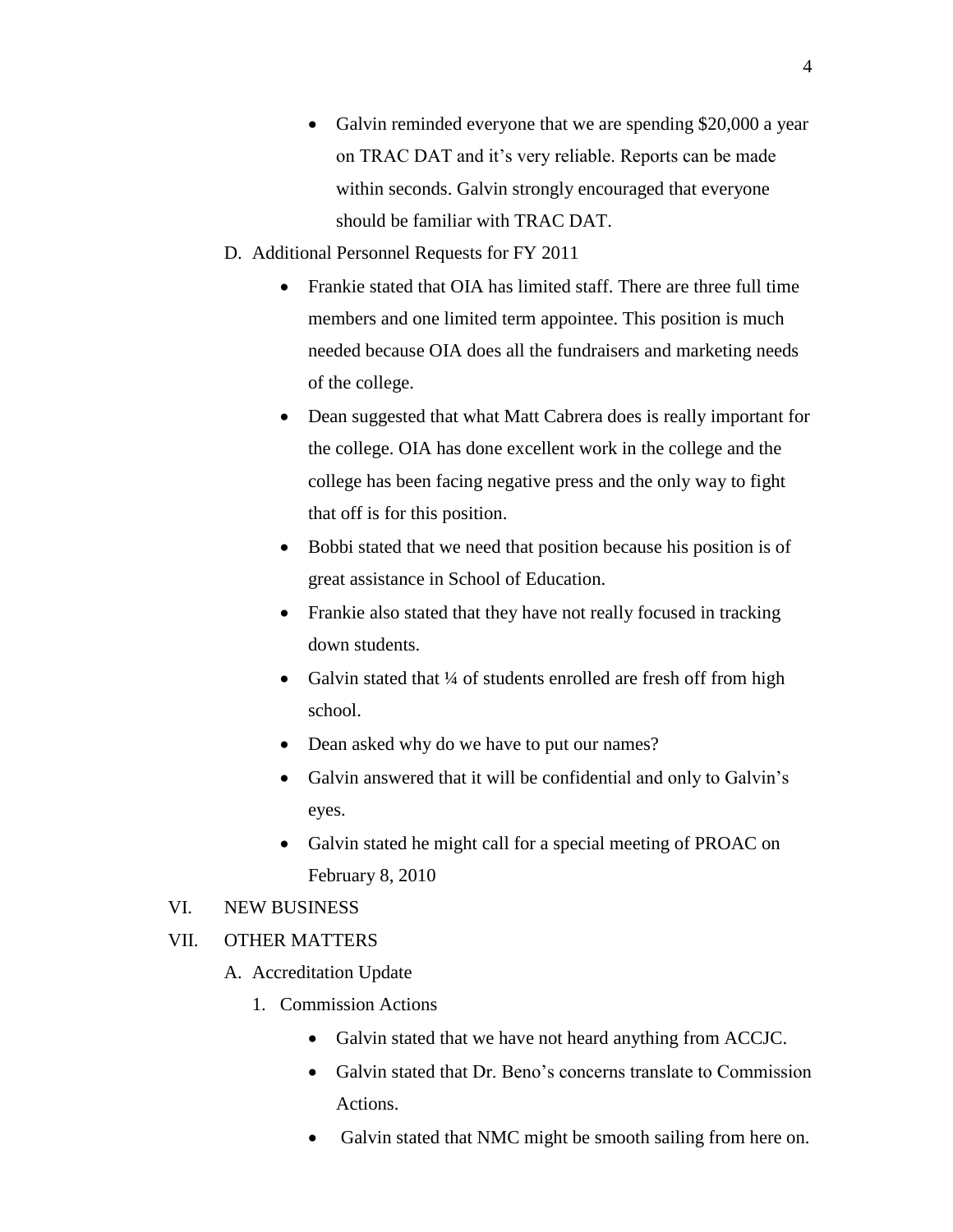- Galvin reminded everyone that we are spending $20,000 a year on TRAC DAT and it's very reliable. Reports can be made within seconds. Galvin strongly encouraged that everyone should be familiar with TRAC DAT.

D. Additional Personnel Requests for FY 2011

- Frankie stated that OIA has limited staff. There are three full time members and one limited term appointee. This position is much needed because OIA does all the fundraisers and marketing needs of the college.
- Dean suggested that what Matt Cabrera does is really important for the college. OIA has done excellent work in the college and the college has been facing negative press and the only way to fight that off is for this position.
- Bobbi stated that we need that position because his position is of great assistance in School of Education.
- Frankie also stated that they have not really focused in tracking down students.
- Galvin stated that ¼ of students enrolled are fresh off from high school.
- Dean asked why do we have to put our names?
- Galvin answered that it will be confidential and only to Galvin's eyes.
- Galvin stated he might call for a special meeting of PROAC on February 8, 2010

VI. NEW BUSINESS

VII. OTHER MATTERS

A. Accreditation Update

1. Commission Actions

- Galvin stated that we have not heard anything from ACCJC.
- Galvin stated that Dr. Beno's concerns translate to Commission Actions.
- Galvin stated that NMC might be smooth sailing from here on.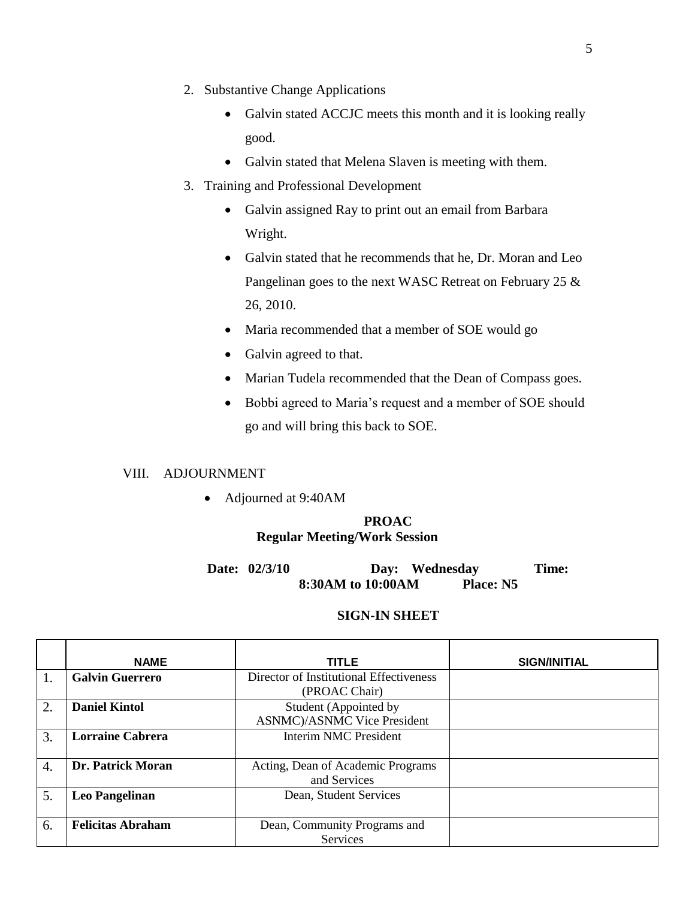2. Substantive Change Applications
    - Galvin stated ACCJC meets this month and it is looking really good.
    - Galvin stated that Melena Slaven is meeting with them.
3. Training and Professional Development
    - Galvin assigned Ray to print out an email from Barbara Wright.
    - Galvin stated that he recommends that he, Dr. Moran and Leo Pangelinan goes to the next WASC Retreat on February 25 & 26, 2010.
    - Maria recommended that a member of SOE would go
    - Galvin agreed to that.
    - Marian Tudela recommended that the Dean of Compass goes.
    - Bobbi agreed to Maria's request and a member of SOE should go and will bring this back to SOE.

VIII. ADJOURNMENT

- Adjourned at 9:40AM

**PROAC**
**Regular Meeting/Work Session**

**Date: 02/3/10 Day: Wednesday Time: 8:30AM to 10:00AM Place: N5**

**SIGN-IN SHEET**

| | NAME | TITLE | SIGN/INITIAL |
|---|---|---|---|
| 1. | **Galvin Guerrero** | Director of Institutional Effectiveness (PROAC Chair) | |
| 2. | **Daniel Kintol** | Student (Appointed by ASNMC)/ASNMC Vice President | |
| 3. | **Lorraine Cabrera** | Interim NMC President | |
| 4. | **Dr. Patrick Moran** | Acting, Dean of Academic Programs and Services | |
| 5. | **Leo Pangelinan** | Dean, Student Services | |
| 6. | **Felicitas Abraham** | Dean, Community Programs and Services | |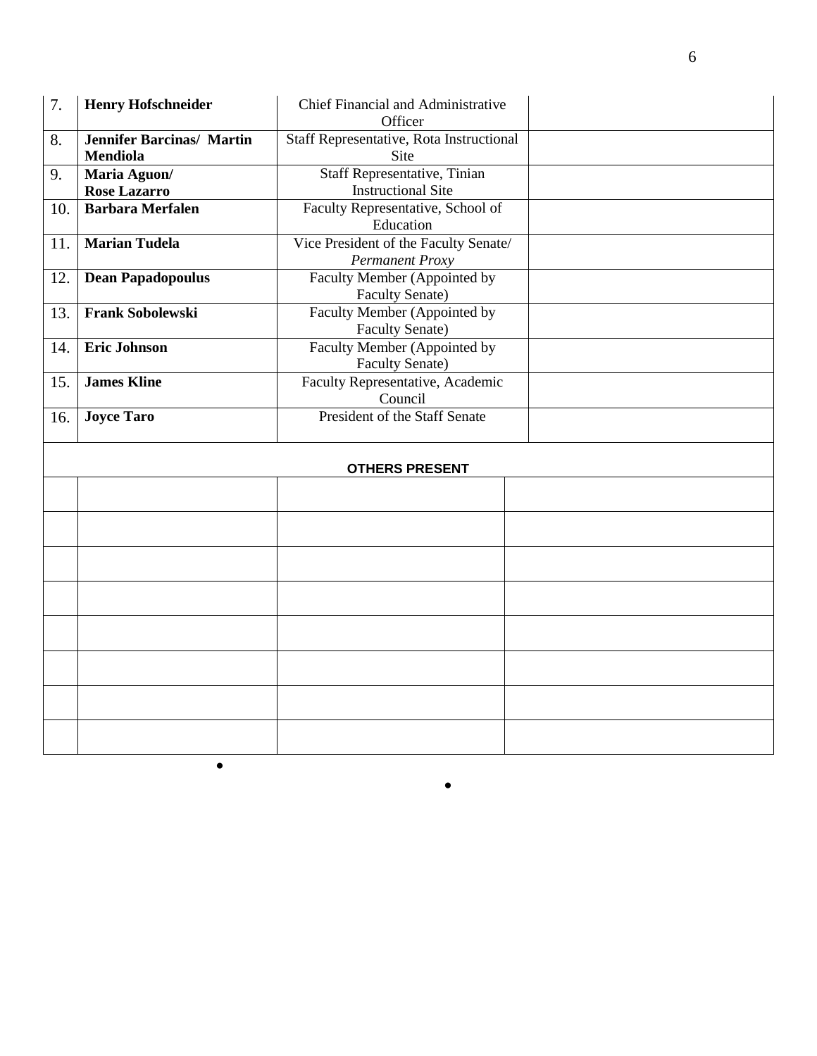| | | | |
|---|---|---|---|
| 7. | **Henry Hofschneider** | Chief Financial and Administrative Officer | |
| 8. | **Jennifer Barcinas/ Martin Mendiola** | Staff Representative, Rota Instructional Site | |
| 9. | **Maria Aguon/ Rose Lazarro** | Staff Representative, Tinian Instructional Site | |
| 10. | **Barbara Merfalen** | Faculty Representative, School of Education | |
| 11. | **Marian Tudela** | Vice President of the Faculty Senate/ *Permanent Proxy* | |
| 12. | **Dean Papadopoulus** | Faculty Member (Appointed by Faculty Senate) | |
| 13. | **Frank Sobolewski** | Faculty Member (Appointed by Faculty Senate) | |
| 14. | **Eric Johnson** | Faculty Member (Appointed by Faculty Senate) | |
| 15. | **James Kline** | Faculty Representative, Academic Council | |
| 16. | **Joyce Taro** | President of the Staff Senate | |
| **OTHERS PRESENT** | | | |
| | | | |
| | | | |
| | | | |
| | | | |
| | | | |
| | | | |
| | | | |
| | | | |